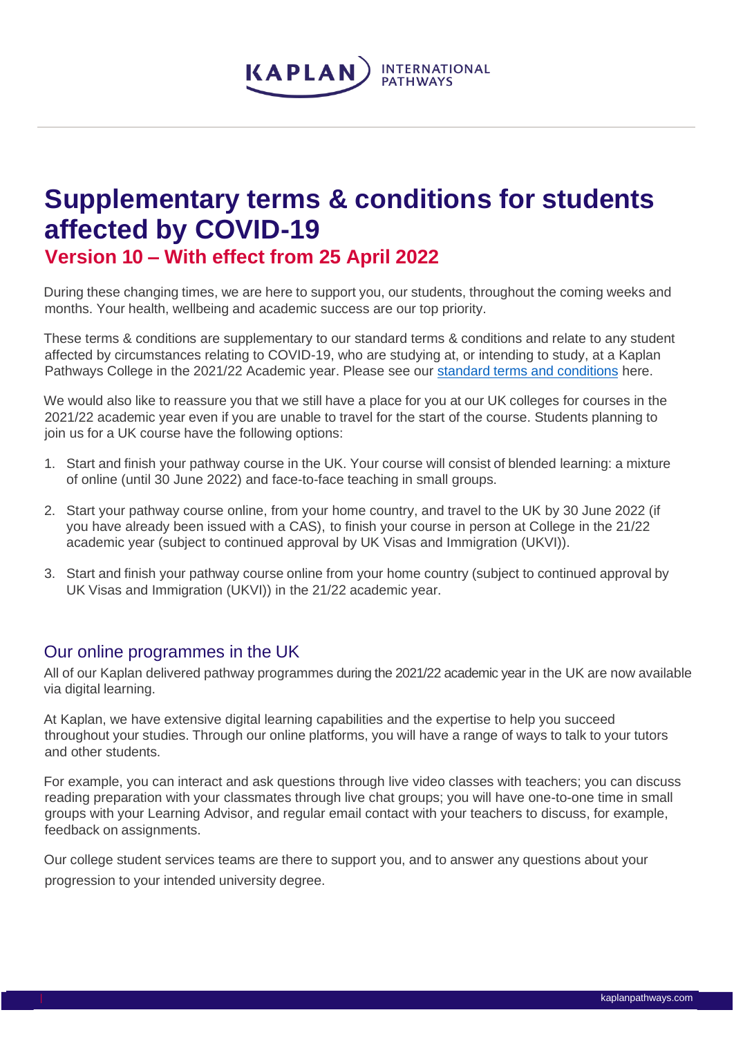# Supplementary terms & conditions for students affected by COVID-19

## Version 10 – With effect from 25 April 2022

During these changing times, we are here to support you, our students, throughout the coming weeks and months. Your health, wellbeing and academic success are our top priority.

These terms & conditions are supplementary to our standard terms & conditions and relate to any student affected by circumstances relating to COVID-19, who are studying at, or intending to study, at a Kaplan Pathways College in the 2021/22 Academic year. Please see our standard terms and conditions here.

We would also like to reassure you that we still have a place for you at our UK colleges for courses in the 2021/22 academic year even if you are unable to travel for the start of the course. Students planning to join us for a UK course have the following options:

1. Start and finish your pathway course in the UK. Your course will consist of blended learning: a mixture of online (until 30 June 2022) and face-to-face teaching in small groups.
2. Start your pathway course online, from your home country, and travel to the UK by 30 June 2022 (if you have already been issued with a CAS), to finish your course in person at College in the 21/22 academic year (subject to continued approval by UK Visas and Immigration (UKVI)).
3. Start and finish your pathway course online from your home country (subject to continued approval by UK Visas and Immigration (UKVI)) in the 21/22 academic year.

## Our online programmes in the UK

All of our Kaplan delivered pathway programmes during the 2021/22 academic year in the UK are now available via digital learning.

At Kaplan, we have extensive digital learning capabilities and the expertise to help you succeed throughout your studies. Through our online platforms, you will have a range of ways to talk to your tutors and other students.

For example, you can interact and ask questions through live video classes with teachers; you can discuss reading preparation with your classmates through live chat groups; you will have one-to-one time in small groups with your Learning Advisor, and regular email contact with your teachers to discuss, for example, feedback on assignments.

Our college student services teams are there to support you, and to answer any questions about your progression to your intended university degree.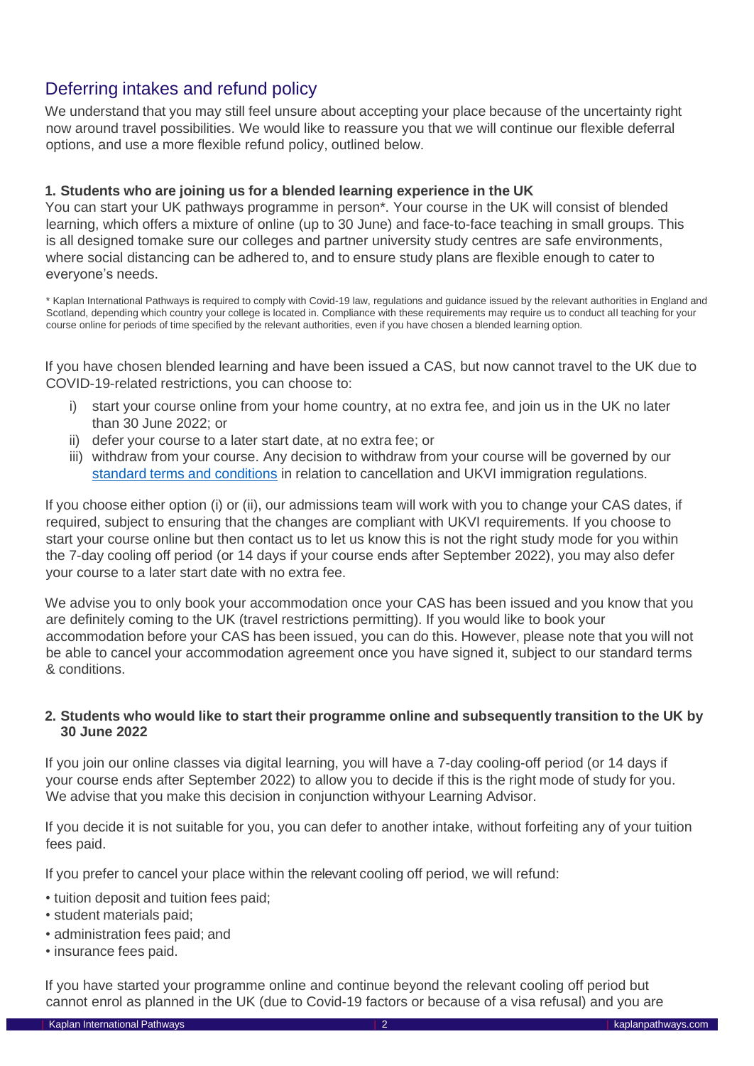## Deferring intakes and refund policy

We understand that you may still feel unsure about accepting your place because of the uncertainty right now around travel possibilities. We would like to reassure you that we will continue our flexible deferral options, and use a more flexible refund policy, outlined below.

### 1. Students who are joining us for a blended learning experience in the UK

You can start your UK pathways programme in person*. Your course in the UK will consist of blended learning, which offers a mixture of online (up to 30 June) and face-to-face teaching in small groups. This is all designed tomake sure our colleges and partner university study centres are safe environments, where social distancing can be adhered to, and to ensure study plans are flexible enough to cater to everyone's needs.

* Kaplan International Pathways is required to comply with Covid-19 law, regulations and guidance issued by the relevant authorities in England and Scotland, depending which country your college is located in. Compliance with these requirements may require us to conduct all teaching for your course online for periods of time specified by the relevant authorities, even if you have chosen a blended learning option.

If you have chosen blended learning and have been issued a CAS, but now cannot travel to the UK due to COVID-19-related restrictions, you can choose to:

i) start your course online from your home country, at no extra fee, and join us in the UK no later than 30 June 2022; or
ii) defer your course to a later start date, at no extra fee; or
iii) withdraw from your course. Any decision to withdraw from your course will be governed by our standard terms and conditions in relation to cancellation and UKVI immigration regulations.

If you choose either option (i) or (ii), our admissions team will work with you to change your CAS dates, if required, subject to ensuring that the changes are compliant with UKVI requirements. If you choose to start your course online but then contact us to let us know this is not the right study mode for you within the 7-day cooling off period (or 14 days if your course ends after September 2022), you may also defer your course to a later start date with no extra fee.

We advise you to only book your accommodation once your CAS has been issued and you know that you are definitely coming to the UK (travel restrictions permitting). If you would like to book your accommodation before your CAS has been issued, you can do this. However, please note that you will not be able to cancel your accommodation agreement once you have signed it, subject to our standard terms & conditions.

### 2. Students who would like to start their programme online and subsequently transition to the UK by 30 June 2022

If you join our online classes via digital learning, you will have a 7-day cooling-off period (or 14 days if your course ends after September 2022) to allow you to decide if this is the right mode of study for you. We advise that you make this decision in conjunction withyour Learning Advisor.

If you decide it is not suitable for you, you can defer to another intake, without forfeiting any of your tuition fees paid.

If you prefer to cancel your place within the relevant cooling off period, we will refund:

- tuition deposit and tuition fees paid;
- student materials paid;
- administration fees paid; and
- insurance fees paid.

If you have started your programme online and continue beyond the relevant cooling off period but cannot enrol as planned in the UK (due to Covid-19 factors or because of a visa refusal) and you are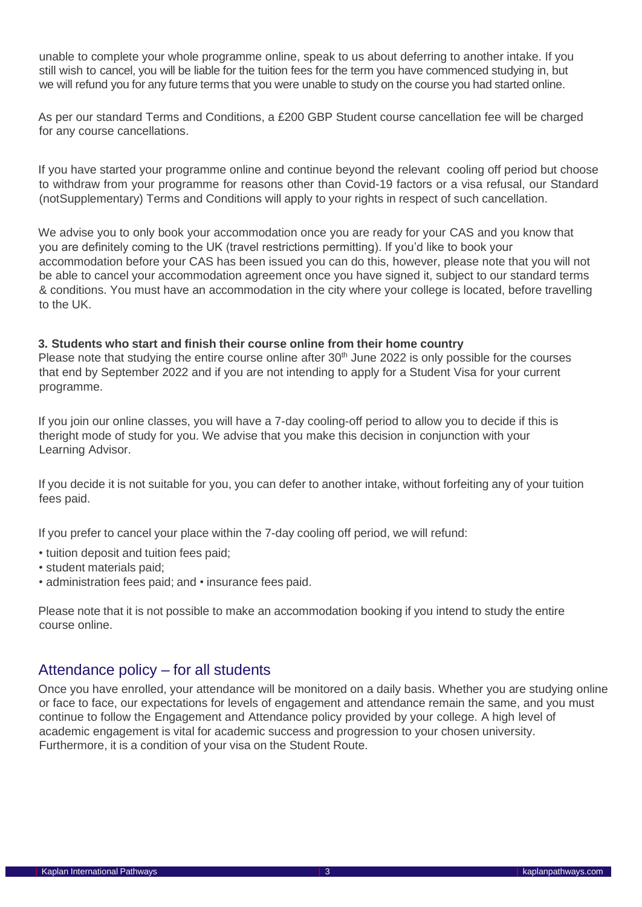unable to complete your whole programme online, speak to us about deferring to another intake. If you still wish to cancel, you will be liable for the tuition fees for the term you have commenced studying in, but we will refund you for any future terms that you were unable to study on the course you had started online.

As per our standard Terms and Conditions, a £200 GBP Student course cancellation fee will be charged for any course cancellations.

If you have started your programme online and continue beyond the relevant cooling off period but choose to withdraw from your programme for reasons other than Covid-19 factors or a visa refusal, our Standard (notSupplementary) Terms and Conditions will apply to your rights in respect of such cancellation.

We advise you to only book your accommodation once you are ready for your CAS and you know that you are definitely coming to the UK (travel restrictions permitting). If you'd like to book your accommodation before your CAS has been issued you can do this, however, please note that you will not be able to cancel your accommodation agreement once you have signed it, subject to our standard terms & conditions. You must have an accommodation in the city where your college is located, before travelling to the UK.

**3. Students who start and finish their course online from their home country**

Please note that studying the entire course online after 30th June 2022 is only possible for the courses that end by September 2022 and if you are not intending to apply for a Student Visa for your current programme.

If you join our online classes, you will have a 7-day cooling-off period to allow you to decide if this is theright mode of study for you. We advise that you make this decision in conjunction with your Learning Advisor.

If you decide it is not suitable for you, you can defer to another intake, without forfeiting any of your tuition fees paid.

If you prefer to cancel your place within the 7-day cooling off period, we will refund:

- tuition deposit and tuition fees paid;
- student materials paid;
- administration fees paid; and
- insurance fees paid.

Please note that it is not possible to make an accommodation booking if you intend to study the entire course online.

## Attendance policy – for all students

Once you have enrolled, your attendance will be monitored on a daily basis. Whether you are studying online or face to face, our expectations for levels of engagement and attendance remain the same, and you must continue to follow the Engagement and Attendance policy provided by your college. A high level of academic engagement is vital for academic success and progression to your chosen university. Furthermore, it is a condition of your visa on the Student Route.